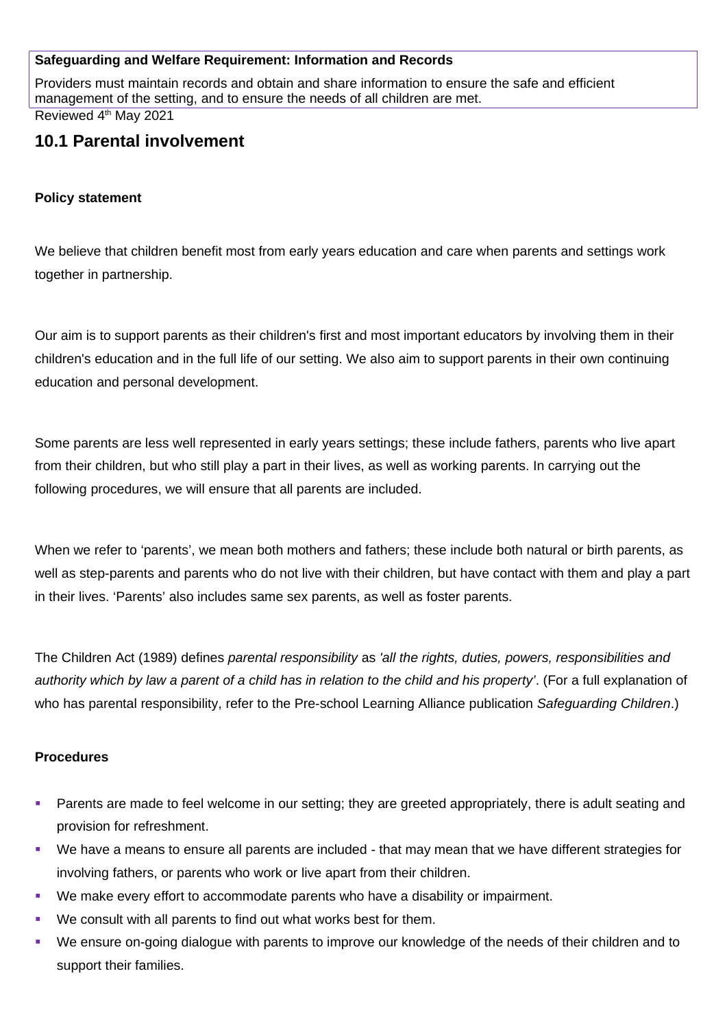**Safeguarding and Welfare Requirement: Information and Records**

Providers must maintain records and obtain and share information to ensure the safe and efficient management of the setting, and to ensure the needs of all children are met.

Reviewed 4th May 2021

## 10.1 Parental involvement

**Policy statement**

We believe that children benefit most from early years education and care when parents and settings work together in partnership.

Our aim is to support parents as their children's first and most important educators by involving them in their children's education and in the full life of our setting. We also aim to support parents in their own continuing education and personal development.

Some parents are less well represented in early years settings; these include fathers, parents who live apart from their children, but who still play a part in their lives, as well as working parents. In carrying out the following procedures, we will ensure that all parents are included.

When we refer to 'parents', we mean both mothers and fathers; these include both natural or birth parents, as well as step-parents and parents who do not live with their children, but have contact with them and play a part in their lives. 'Parents' also includes same sex parents, as well as foster parents.

The Children Act (1989) defines *parental responsibility* as *'all the rights, duties, powers, responsibilities and authority which by law a parent of a child has in relation to the child and his property'*. (For a full explanation of who has parental responsibility, refer to the Pre-school Learning Alliance publication *Safeguarding Children*.)

**Procedures**

- Parents are made to feel welcome in our setting; they are greeted appropriately, there is adult seating and provision for refreshment.
- We have a means to ensure all parents are included - that may mean that we have different strategies for involving fathers, or parents who work or live apart from their children.
- We make every effort to accommodate parents who have a disability or impairment.
- We consult with all parents to find out what works best for them.
- We ensure on-going dialogue with parents to improve our knowledge of the needs of their children and to support their families.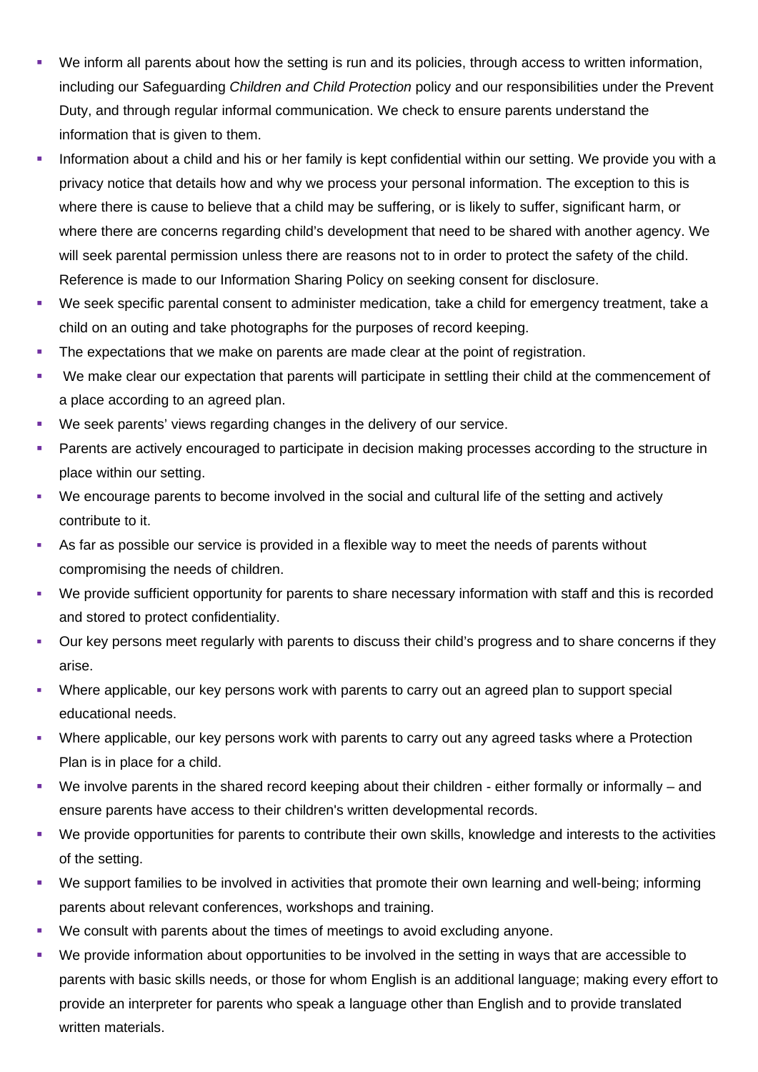- We inform all parents about how the setting is run and its policies, through access to written information, including our Safeguarding *Children and Child Protection* policy and our responsibilities under the Prevent Duty, and through regular informal communication. We check to ensure parents understand the information that is given to them.
- Information about a child and his or her family is kept confidential within our setting. We provide you with a privacy notice that details how and why we process your personal information. The exception to this is where there is cause to believe that a child may be suffering, or is likely to suffer, significant harm, or where there are concerns regarding child's development that need to be shared with another agency. We will seek parental permission unless there are reasons not to in order to protect the safety of the child. Reference is made to our Information Sharing Policy on seeking consent for disclosure.
- We seek specific parental consent to administer medication, take a child for emergency treatment, take a child on an outing and take photographs for the purposes of record keeping.
- The expectations that we make on parents are made clear at the point of registration.
- We make clear our expectation that parents will participate in settling their child at the commencement of a place according to an agreed plan.
- We seek parents' views regarding changes in the delivery of our service.
- Parents are actively encouraged to participate in decision making processes according to the structure in place within our setting.
- We encourage parents to become involved in the social and cultural life of the setting and actively contribute to it.
- As far as possible our service is provided in a flexible way to meet the needs of parents without compromising the needs of children.
- We provide sufficient opportunity for parents to share necessary information with staff and this is recorded and stored to protect confidentiality.
- Our key persons meet regularly with parents to discuss their child's progress and to share concerns if they arise.
- Where applicable, our key persons work with parents to carry out an agreed plan to support special educational needs.
- Where applicable, our key persons work with parents to carry out any agreed tasks where a Protection Plan is in place for a child.
- We involve parents in the shared record keeping about their children - either formally or informally – and ensure parents have access to their children's written developmental records.
- We provide opportunities for parents to contribute their own skills, knowledge and interests to the activities of the setting.
- We support families to be involved in activities that promote their own learning and well-being; informing parents about relevant conferences, workshops and training.
- We consult with parents about the times of meetings to avoid excluding anyone.
- We provide information about opportunities to be involved in the setting in ways that are accessible to parents with basic skills needs, or those for whom English is an additional language; making every effort to provide an interpreter for parents who speak a language other than English and to provide translated written materials.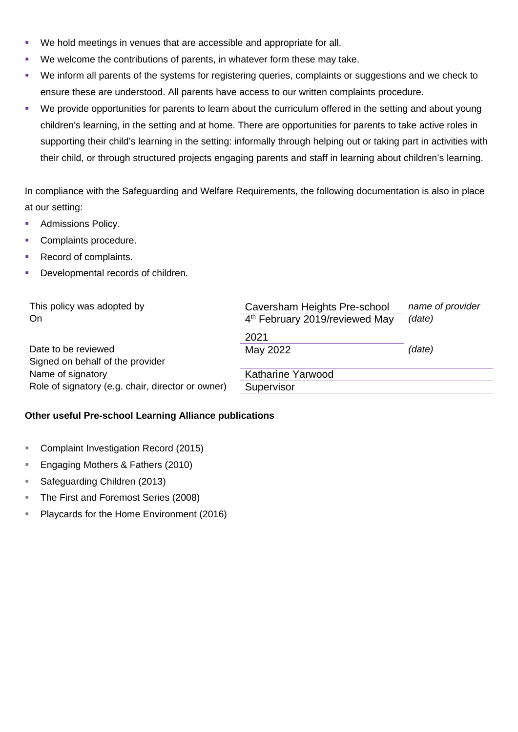- We hold meetings in venues that are accessible and appropriate for all.
- We welcome the contributions of parents, in whatever form these may take.
- We inform all parents of the systems for registering queries, complaints or suggestions and we check to ensure these are understood. All parents have access to our written complaints procedure.
- We provide opportunities for parents to learn about the curriculum offered in the setting and about young children's learning, in the setting and at home. There are opportunities for parents to take active roles in supporting their child's learning in the setting: informally through helping out or taking part in activities with their child, or through structured projects engaging parents and staff in learning about children's learning.

In compliance with the Safeguarding and Welfare Requirements, the following documentation is also in place at our setting:

- Admissions Policy.
- Complaints procedure.
- Record of complaints.
- Developmental records of children.

| | | |
|---|---|---|
| This policy was adopted by | Caversham Heights Pre-school | *name of provider* |
| On | 4th February 2019/reviewed May 2021 | *(date)* |
| Date to be reviewed | May 2022 | *(date)* |
| Signed on behalf of the provider | | |
| Name of signatory | Katharine Yarwood | |
| Role of signatory (e.g. chair, director or owner) | Supervisor | |

**Other useful Pre-school Learning Alliance publications**

- Complaint Investigation Record (2015)
- Engaging Mothers & Fathers (2010)
- Safeguarding Children (2013)
- The First and Foremost Series (2008)
- Playcards for the Home Environment (2016)